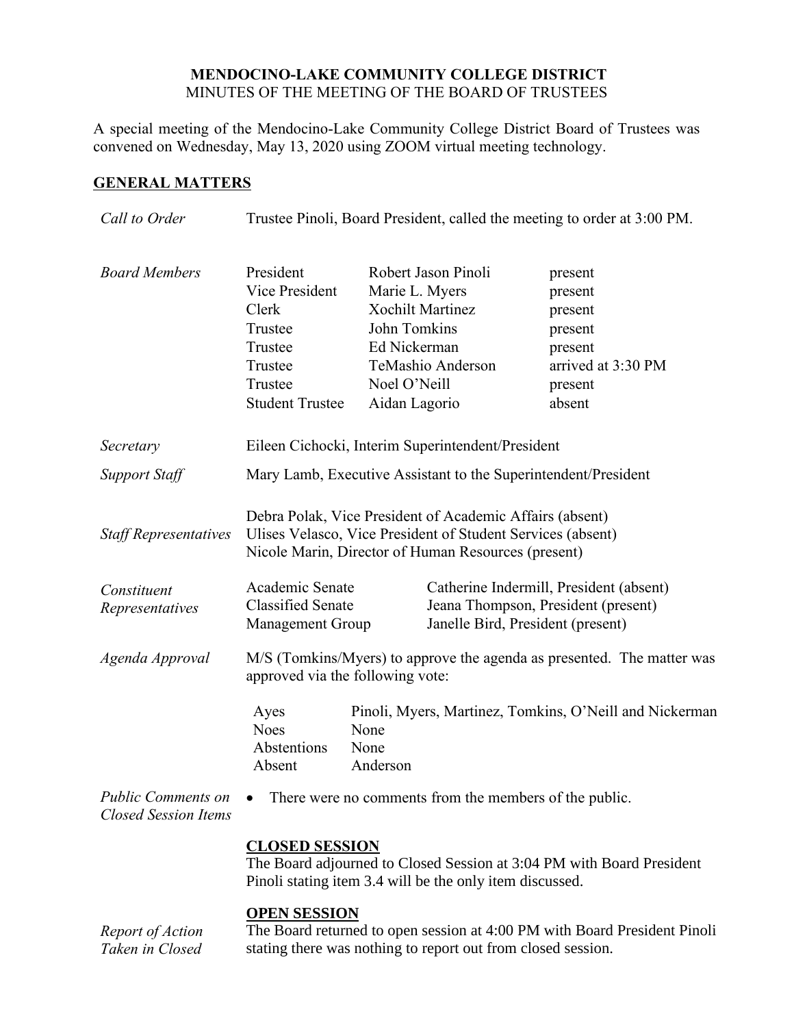**MENDOCINO-LAKE COMMUNITY COLLEGE DISTRICT**
MINUTES OF THE MEETING OF THE BOARD OF TRUSTEES

A special meeting of the Mendocino-Lake Community College District Board of Trustees was convened on Wednesday, May 13, 2020 using ZOOM virtual meeting technology.

## GENERAL MATTERS

*Call to Order*

Trustee Pinoli, Board President, called the meeting to order at 3:00 PM.

*Board Members*

| | | |
|---|---|---|
| President | Robert Jason Pinoli | present |
| Vice President | Marie L. Myers | present |
| Clerk | Xochilt Martinez | present |
| Trustee | John Tomkins | present |
| Trustee | Ed Nickerman | present |
| Trustee | TeMashio Anderson | arrived at 3:30 PM |
| Trustee | Noel O'Neill | present |
| Student Trustee | Aidan Lagorio | absent |

*Secretary*

Eileen Cichocki, Interim Superintendent/President

*Support Staff*

Mary Lamb, Executive Assistant to the Superintendent/President

*Staff Representatives*

Debra Polak, Vice President of Academic Affairs (absent)
Ulises Velasco, Vice President of Student Services (absent)
Nicole Marin, Director of Human Resources (present)

*Constituent Representatives*

| | |
|---|---|
| Academic Senate | Catherine Indermill, President (absent) |
| Classified Senate | Jeana Thompson, President (present) |
| Management Group | Janelle Bird, President (present) |

*Agenda Approval*

M/S (Tomkins/Myers) to approve the agenda as presented. The matter was approved via the following vote:

| | |
|---|---|
| Ayes | Pinoli, Myers, Martinez, Tomkins, O'Neill and Nickerman |
| Noes | None |
| Abstentions | None |
| Absent | Anderson |

*Public Comments on Closed Session Items*

- There were no comments from the members of the public.

**CLOSED SESSION**

The Board adjourned to Closed Session at 3:04 PM with Board President Pinoli stating item 3.4 will be the only item discussed.

**OPEN SESSION**

*Report of Action Taken in Closed*

The Board returned to open session at 4:00 PM with Board President Pinoli stating there was nothing to report out from closed session.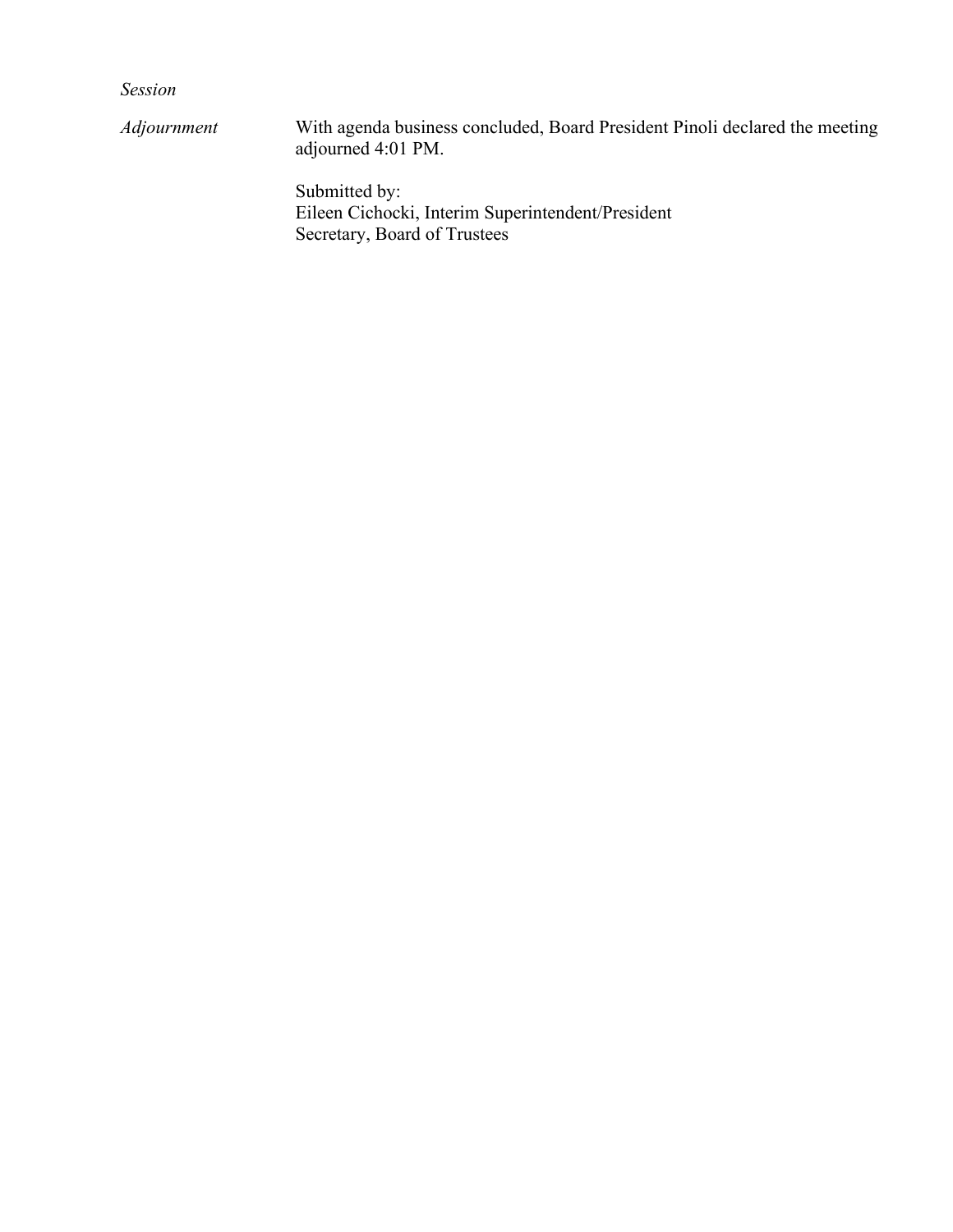*Session*

*Adjournment* With agenda business concluded, Board President Pinoli declared the meeting adjourned 4:01 PM.

Submitted by:
Eileen Cichocki, Interim Superintendent/President
Secretary, Board of Trustees